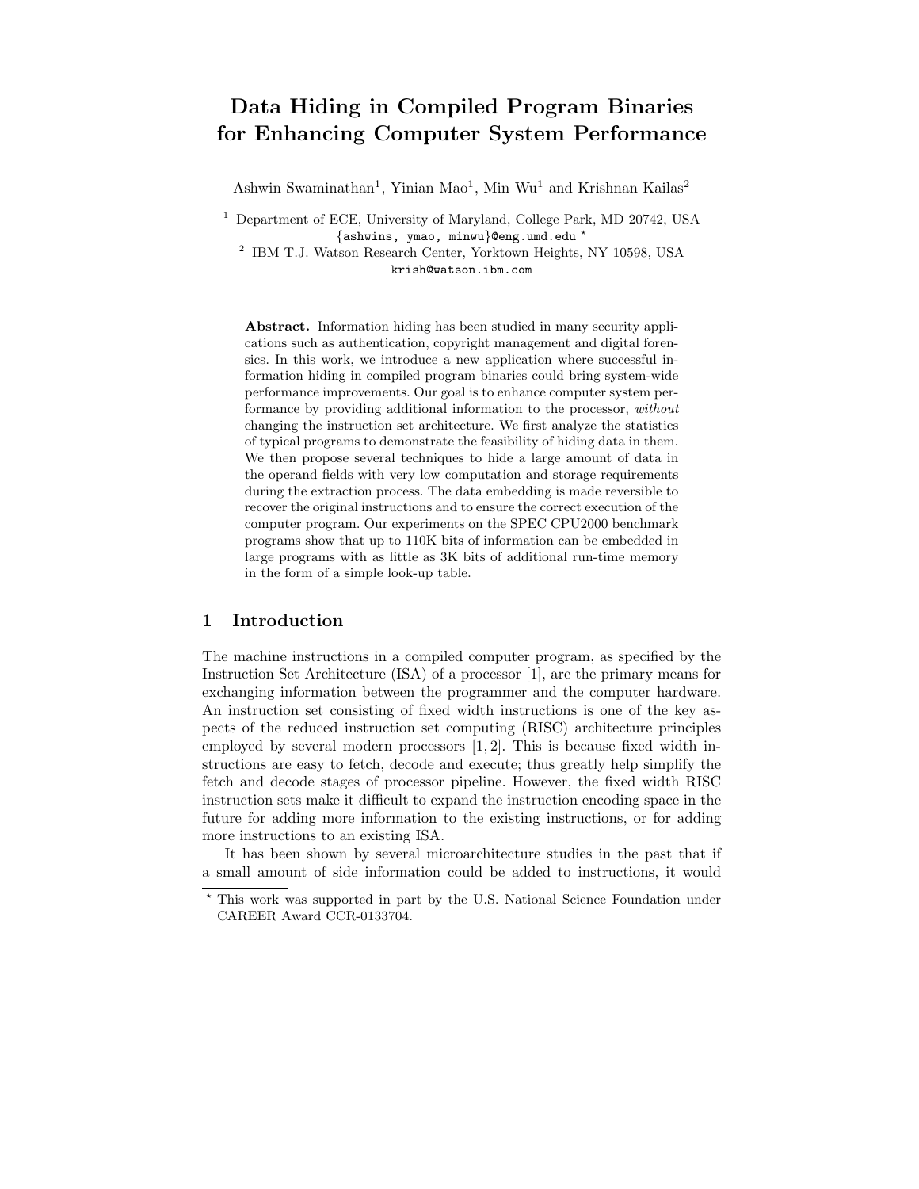# Data Hiding in Compiled Program Binaries for Enhancing Computer System Performance

Ashwin Swaminathan[1], Yinian Mao[1], Min Wu[1] and Krishnan Kailas[2]

[1] Department of ECE, University of Maryland, College Park, MD 20742, USA
{ashwins, ymao, minwu}@eng.umd.edu *

[2] IBM T.J. Watson Research Center, Yorktown Heights, NY 10598, USA
krish@watson.ibm.com

**Abstract.** Information hiding has been studied in many security applications such as authentication, copyright management and digital forensics. In this work, we introduce a new application where successful information hiding in compiled program binaries could bring system-wide performance improvements. Our goal is to enhance computer system performance by providing additional information to the processor, *without* changing the instruction set architecture. We first analyze the statistics of typical programs to demonstrate the feasibility of hiding data in them. We then propose several techniques to hide a large amount of data in the operand fields with very low computation and storage requirements during the extraction process. The data embedding is made reversible to recover the original instructions and to ensure the correct execution of the computer program. Our experiments on the SPEC CPU2000 benchmark programs show that up to 110K bits of information can be embedded in large programs with as little as 3K bits of additional run-time memory in the form of a simple look-up table.

## 1 Introduction

The machine instructions in a compiled computer program, as specified by the Instruction Set Architecture (ISA) of a processor [1], are the primary means for exchanging information between the programmer and the computer hardware. An instruction set consisting of fixed width instructions is one of the key aspects of the reduced instruction set computing (RISC) architecture principles employed by several modern processors [1, 2]. This is because fixed width instructions are easy to fetch, decode and execute; thus greatly help simplify the fetch and decode stages of processor pipeline. However, the fixed width RISC instruction sets make it difficult to expand the instruction encoding space in the future for adding more information to the existing instructions, or for adding more instructions to an existing ISA.

It has been shown by several microarchitecture studies in the past that if a small amount of side information could be added to instructions, it would

* This work was supported in part by the U.S. National Science Foundation under CAREER Award CCR-0133704.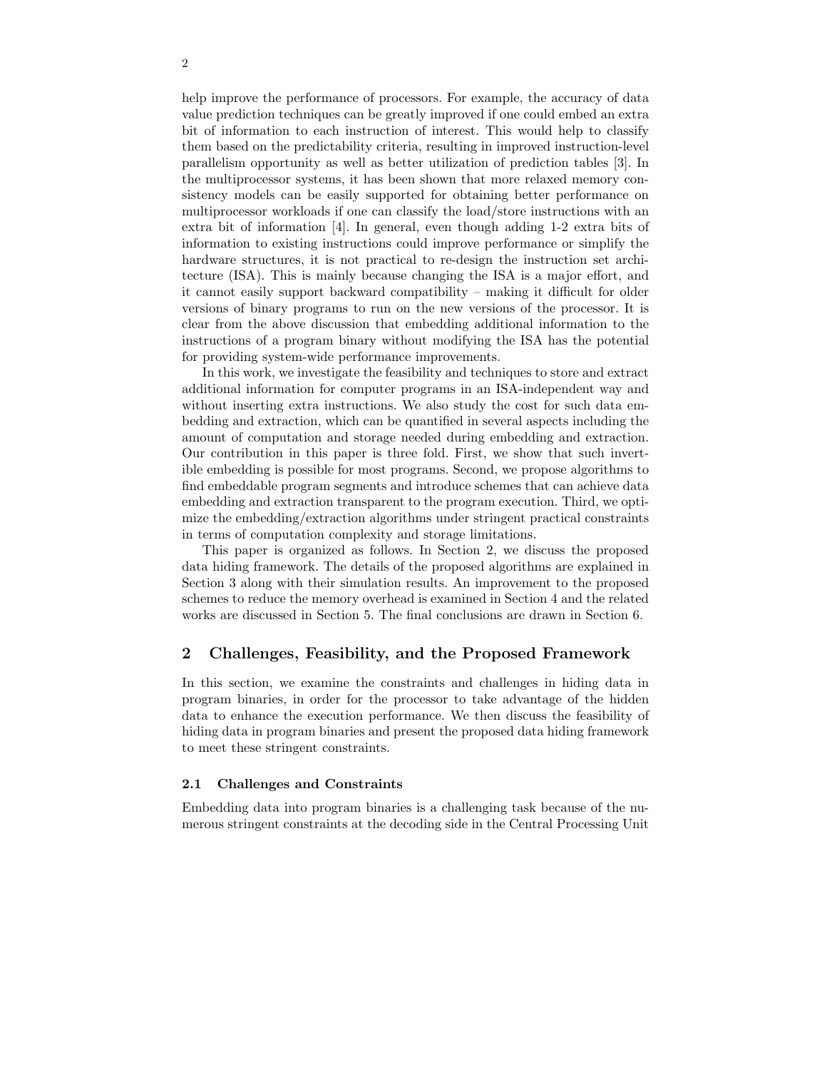help improve the performance of processors. For example, the accuracy of data value prediction techniques can be greatly improved if one could embed an extra bit of information to each instruction of interest. This would help to classify them based on the predictability criteria, resulting in improved instruction-level parallelism opportunity as well as better utilization of prediction tables [3]. In the multiprocessor systems, it has been shown that more relaxed memory consistency models can be easily supported for obtaining better performance on multiprocessor workloads if one can classify the load/store instructions with an extra bit of information [4]. In general, even though adding 1-2 extra bits of information to existing instructions could improve performance or simplify the hardware structures, it is not practical to re-design the instruction set architecture (ISA). This is mainly because changing the ISA is a major effort, and it cannot easily support backward compatibility – making it difficult for older versions of binary programs to run on the new versions of the processor. It is clear from the above discussion that embedding additional information to the instructions of a program binary without modifying the ISA has the potential for providing system-wide performance improvements.

In this work, we investigate the feasibility and techniques to store and extract additional information for computer programs in an ISA-independent way and without inserting extra instructions. We also study the cost for such data embedding and extraction, which can be quantified in several aspects including the amount of computation and storage needed during embedding and extraction. Our contribution in this paper is three fold. First, we show that such invertible embedding is possible for most programs. Second, we propose algorithms to find embeddable program segments and introduce schemes that can achieve data embedding and extraction transparent to the program execution. Third, we optimize the embedding/extraction algorithms under stringent practical constraints in terms of computation complexity and storage limitations.

This paper is organized as follows. In Section 2, we discuss the proposed data hiding framework. The details of the proposed algorithms are explained in Section 3 along with their simulation results. An improvement to the proposed schemes to reduce the memory overhead is examined in Section 4 and the related works are discussed in Section 5. The final conclusions are drawn in Section 6.

## 2 Challenges, Feasibility, and the Proposed Framework

In this section, we examine the constraints and challenges in hiding data in program binaries, in order for the processor to take advantage of the hidden data to enhance the execution performance. We then discuss the feasibility of hiding data in program binaries and present the proposed data hiding framework to meet these stringent constraints.

### 2.1 Challenges and Constraints

Embedding data into program binaries is a challenging task because of the numerous stringent constraints at the decoding side in the Central Processing Unit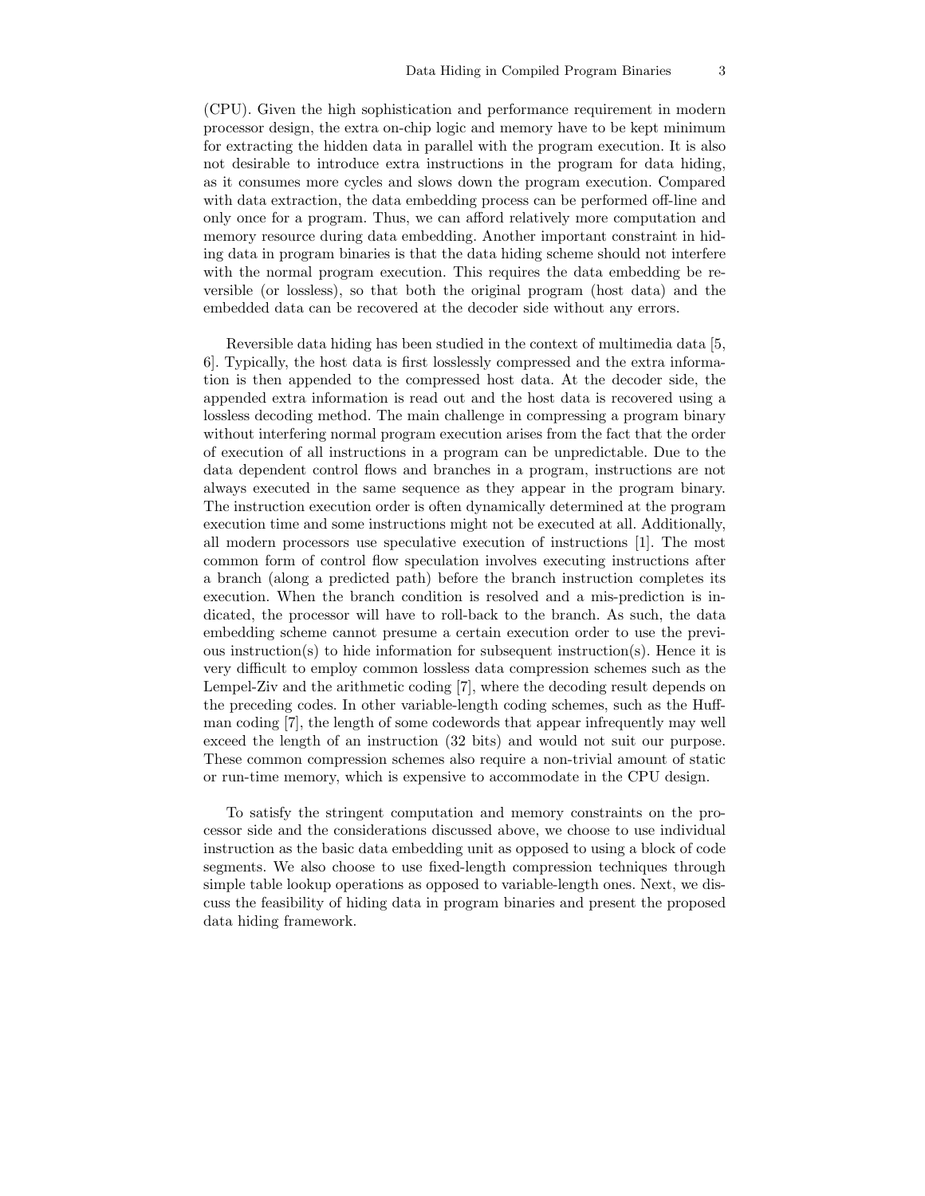(CPU). Given the high sophistication and performance requirement in modern processor design, the extra on-chip logic and memory have to be kept minimum for extracting the hidden data in parallel with the program execution. It is also not desirable to introduce extra instructions in the program for data hiding, as it consumes more cycles and slows down the program execution. Compared with data extraction, the data embedding process can be performed off-line and only once for a program. Thus, we can afford relatively more computation and memory resource during data embedding. Another important constraint in hiding data in program binaries is that the data hiding scheme should not interfere with the normal program execution. This requires the data embedding be reversible (or lossless), so that both the original program (host data) and the embedded data can be recovered at the decoder side without any errors.

Reversible data hiding has been studied in the context of multimedia data [5, 6]. Typically, the host data is first losslessly compressed and the extra information is then appended to the compressed host data. At the decoder side, the appended extra information is read out and the host data is recovered using a lossless decoding method. The main challenge in compressing a program binary without interfering normal program execution arises from the fact that the order of execution of all instructions in a program can be unpredictable. Due to the data dependent control flows and branches in a program, instructions are not always executed in the same sequence as they appear in the program binary. The instruction execution order is often dynamically determined at the program execution time and some instructions might not be executed at all. Additionally, all modern processors use speculative execution of instructions [1]. The most common form of control flow speculation involves executing instructions after a branch (along a predicted path) before the branch instruction completes its execution. When the branch condition is resolved and a mis-prediction is indicated, the processor will have to roll-back to the branch. As such, the data embedding scheme cannot presume a certain execution order to use the previous instruction(s) to hide information for subsequent instruction(s). Hence it is very difficult to employ common lossless data compression schemes such as the Lempel-Ziv and the arithmetic coding [7], where the decoding result depends on the preceding codes. In other variable-length coding schemes, such as the Huffman coding [7], the length of some codewords that appear infrequently may well exceed the length of an instruction (32 bits) and would not suit our purpose. These common compression schemes also require a non-trivial amount of static or run-time memory, which is expensive to accommodate in the CPU design.

To satisfy the stringent computation and memory constraints on the processor side and the considerations discussed above, we choose to use individual instruction as the basic data embedding unit as opposed to using a block of code segments. We also choose to use fixed-length compression techniques through simple table lookup operations as opposed to variable-length ones. Next, we discuss the feasibility of hiding data in program binaries and present the proposed data hiding framework.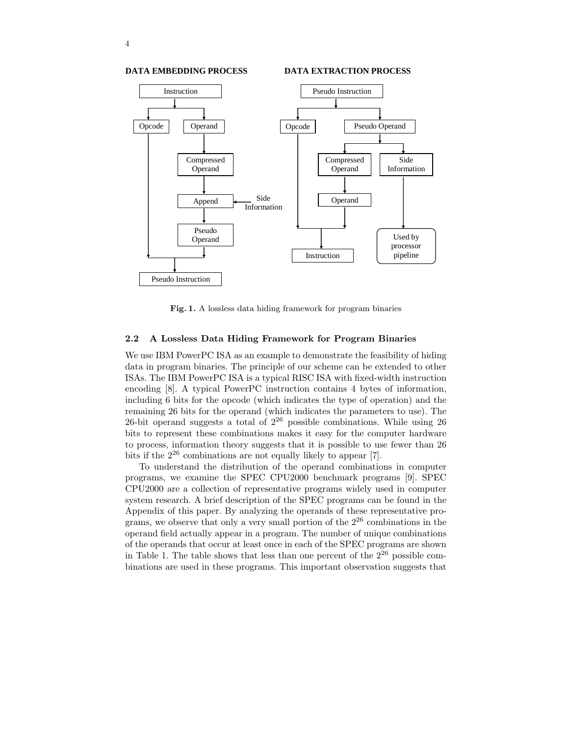**DATA EMBEDDING PROCESS** **DATA EXTRACTION PROCESS**

Instruction → Opcode, Operand → Compressed Operand → Append (← Side Information) → Pseudo Operand → Pseudo Instruction

Pseudo Instruction → Opcode, Pseudo Operand → Compressed Operand, Side Information; Compressed Operand → Operand → Instruction; Side Information → Used by processor pipeline

**Fig. 1.** A lossless data hiding framework for program binaries

### 2.2 A Lossless Data Hiding Framework for Program Binaries

We use IBM PowerPC ISA as an example to demonstrate the feasibility of hiding data in program binaries. The principle of our scheme can be extended to other ISAs. The IBM PowerPC ISA is a typical RISC ISA with fixed-width instruction encoding [8]. A typical PowerPC instruction contains 4 bytes of information, including 6 bits for the opcode (which indicates the type of operation) and the remaining 26 bits for the operand (which indicates the parameters to use). The 26-bit operand suggests a total of $2^{26}$ possible combinations. While using 26 bits to represent these combinations makes it easy for the computer hardware to process, information theory suggests that it is possible to use fewer than 26 bits if the $2^{26}$ combinations are not equally likely to appear [7].

To understand the distribution of the operand combinations in computer programs, we examine the SPEC CPU2000 benchmark programs [9]. SPEC CPU2000 are a collection of representative programs widely used in computer system research. A brief description of the SPEC programs can be found in the Appendix of this paper. By analyzing the operands of these representative programs, we observe that only a very small portion of the $2^{26}$ combinations in the operand field actually appear in a program. The number of unique combinations of the operands that occur at least once in each of the SPEC programs are shown in Table 1. The table shows that less than one percent of the $2^{26}$ possible combinations are used in these programs. This important observation suggests that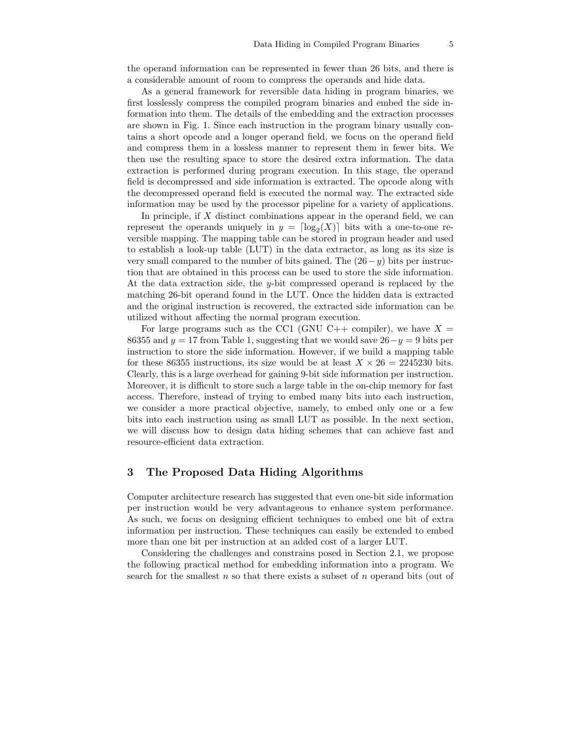the operand information can be represented in fewer than 26 bits, and there is a considerable amount of room to compress the operands and hide data.

As a general framework for reversible data hiding in program binaries, we first losslessly compress the compiled program binaries and embed the side information into them. The details of the embedding and the extraction processes are shown in Fig. 1. Since each instruction in the program binary usually contains a short opcode and a longer operand field, we focus on the operand field and compress them in a lossless manner to represent them in fewer bits. We then use the resulting space to store the desired extra information. The data extraction is performed during program execution. In this stage, the operand field is decompressed and side information is extracted. The opcode along with the decompressed operand field is executed the normal way. The extracted side information may be used by the processor pipeline for a variety of applications.

In principle, if $X$ distinct combinations appear in the operand field, we can represent the operands uniquely in $y = \lceil \log_2(X) \rceil$ bits with a one-to-one reversible mapping. The mapping table can be stored in program header and used to establish a look-up table (LUT) in the data extractor, as long as its size is very small compared to the number of bits gained. The $(26 - y)$ bits per instruction that are obtained in this process can be used to store the side information. At the data extraction side, the $y$-bit compressed operand is replaced by the matching 26-bit operand found in the LUT. Once the hidden data is extracted and the original instruction is recovered, the extracted side information can be utilized without affecting the normal program execution.

For large programs such as the CC1 (GNU C++ compiler), we have $X = 86355$ and $y = 17$ from Table 1, suggesting that we would save $26 - y = 9$ bits per instruction to store the side information. However, if we build a mapping table for these 86355 instructions, its size would be at least $X \times 26 = 2245230$ bits. Clearly, this is a large overhead for gaining 9-bit side information per instruction. Moreover, it is difficult to store such a large table in the on-chip memory for fast access. Therefore, instead of trying to embed many bits into each instruction, we consider a more practical objective, namely, to embed only one or a few bits into each instruction using as small LUT as possible. In the next section, we will discuss how to design data hiding schemes that can achieve fast and resource-efficient data extraction.

## 3 The Proposed Data Hiding Algorithms

Computer architecture research has suggested that even one-bit side information per instruction would be very advantageous to enhance system performance. As such, we focus on designing efficient techniques to embed one bit of extra information per instruction. These techniques can easily be extended to embed more than one bit per instruction at an added cost of a larger LUT.

Considering the challenges and constrains posed in Section 2.1, we propose the following practical method for embedding information into a program. We search for the smallest $n$ so that there exists a subset of $n$ operand bits (out of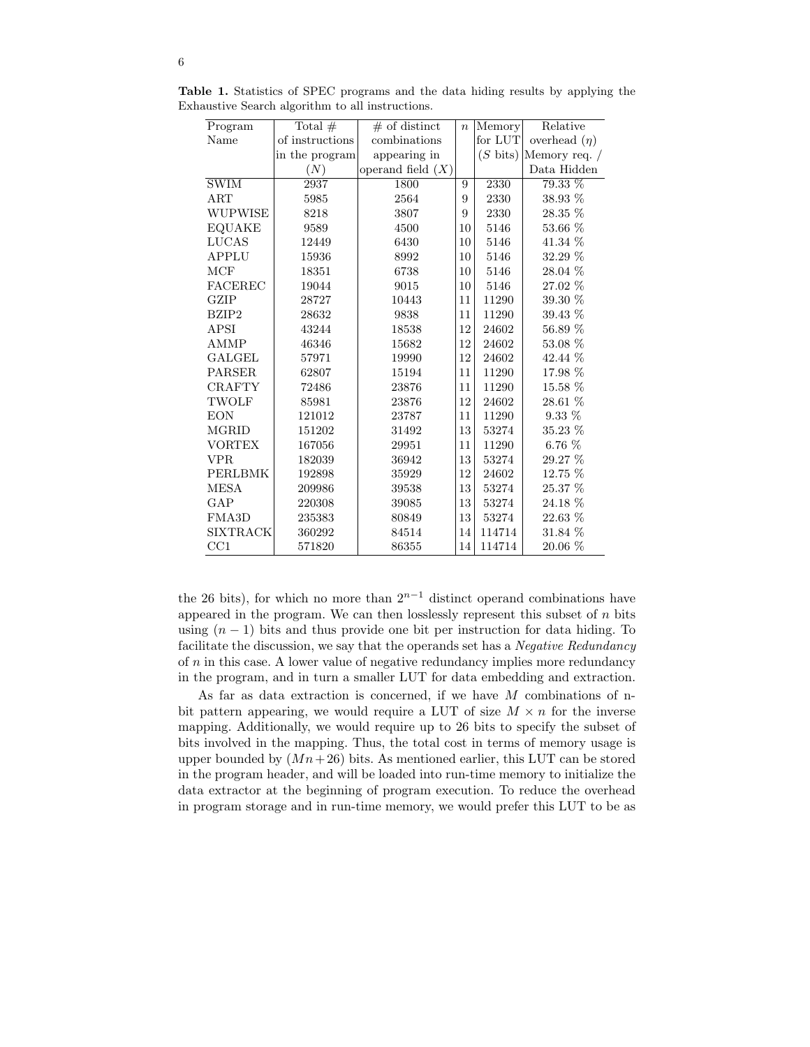**Table 1.** Statistics of SPEC programs and the data hiding results by applying the Exhaustive Search algorithm to all instructions.

| Program Name | Total # of instructions in the program ($N$) | # of distinct combinations appearing in operand field ($X$) | $n$ | Memory for LUT ($S$ bits) | Relative overhead ($\eta$) Memory req. / Data Hidden |
|---|---|---|---|---|---|
| SWIM | 2937 | 1800 | 9 | 2330 | 79.33 % |
| ART | 5985 | 2564 | 9 | 2330 | 38.93 % |
| WUPWISE | 8218 | 3807 | 9 | 2330 | 28.35 % |
| EQUAKE | 9589 | 4500 | 10 | 5146 | 53.66 % |
| LUCAS | 12449 | 6430 | 10 | 5146 | 41.34 % |
| APPLU | 15936 | 8992 | 10 | 5146 | 32.29 % |
| MCF | 18351 | 6738 | 10 | 5146 | 28.04 % |
| FACEREC | 19044 | 9015 | 10 | 5146 | 27.02 % |
| GZIP | 28727 | 10443 | 11 | 11290 | 39.30 % |
| BZIP2 | 28632 | 9838 | 11 | 11290 | 39.43 % |
| APSI | 43244 | 18538 | 12 | 24602 | 56.89 % |
| AMMP | 46346 | 15682 | 12 | 24602 | 53.08 % |
| GALGEL | 57971 | 19990 | 12 | 24602 | 42.44 % |
| PARSER | 62807 | 15194 | 11 | 11290 | 17.98 % |
| CRAFTY | 72486 | 23876 | 11 | 11290 | 15.58 % |
| TWOLF | 85981 | 23876 | 12 | 24602 | 28.61 % |
| EON | 121012 | 23787 | 11 | 11290 | 9.33 % |
| MGRID | 151202 | 31492 | 13 | 53274 | 35.23 % |
| VORTEX | 167056 | 29951 | 11 | 11290 | 6.76 % |
| VPR | 182039 | 36942 | 13 | 53274 | 29.27 % |
| PERLBMK | 192898 | 35929 | 12 | 24602 | 12.75 % |
| MESA | 209986 | 39538 | 13 | 53274 | 25.37 % |
| GAP | 220308 | 39085 | 13 | 53274 | 24.18 % |
| FMA3D | 235383 | 80849 | 13 | 53274 | 22.63 % |
| SIXTRACK | 360292 | 84514 | 14 | 114714 | 31.84 % |
| CC1 | 571820 | 86355 | 14 | 114714 | 20.06 % |

the 26 bits), for which no more than $2^{n-1}$ distinct operand combinations have appeared in the program. We can then losslessly represent this subset of $n$ bits using $(n-1)$ bits and thus provide one bit per instruction for data hiding. To facilitate the discussion, we say that the operands set has a *Negative Redundancy* of $n$ in this case. A lower value of negative redundancy implies more redundancy in the program, and in turn a smaller LUT for data embedding and extraction.

As far as data extraction is concerned, if we have $M$ combinations of n-bit pattern appearing, we would require a LUT of size $M \times n$ for the inverse mapping. Additionally, we would require up to 26 bits to specify the subset of bits involved in the mapping. Thus, the total cost in terms of memory usage is upper bounded by $(Mn + 26)$ bits. As mentioned earlier, this LUT can be stored in the program header, and will be loaded into run-time memory to initialize the data extractor at the beginning of program execution. To reduce the overhead in program storage and in run-time memory, we would prefer this LUT to be as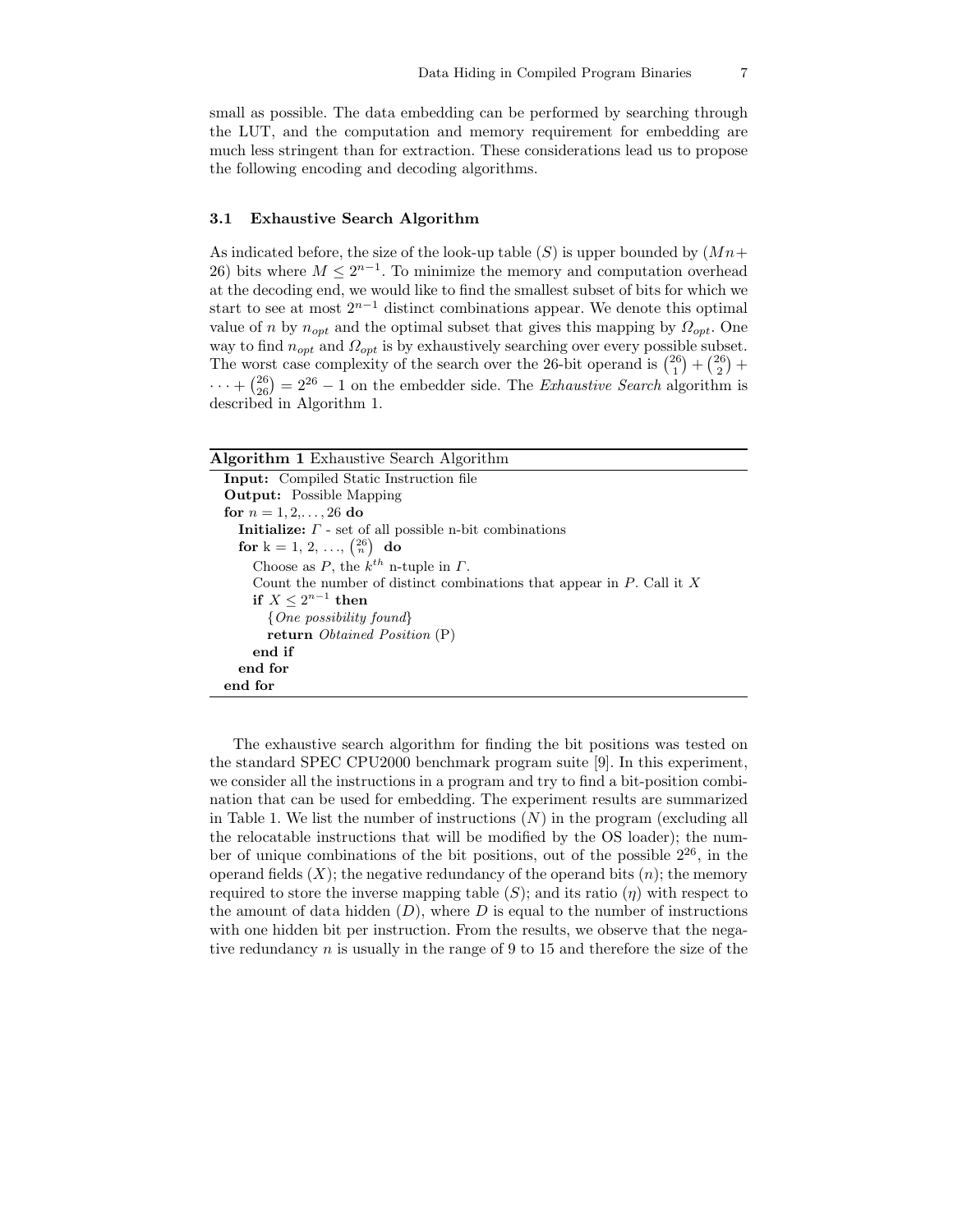small as possible. The data embedding can be performed by searching through the LUT, and the computation and memory requirement for embedding are much less stringent than for extraction. These considerations lead us to propose the following encoding and decoding algorithms.

### 3.1 Exhaustive Search Algorithm

As indicated before, the size of the look-up table ($S$) is upper bounded by ($Mn+26$) bits where $M \leq 2^{n-1}$. To minimize the memory and computation overhead at the decoding end, we would like to find the smallest subset of bits for which we start to see at most $2^{n-1}$ distinct combinations appear. We denote this optimal value of $n$ by $n_{opt}$ and the optimal subset that gives this mapping by $\Omega_{opt}$. One way to find $n_{opt}$ and $\Omega_{opt}$ is by exhaustively searching over every possible subset. The worst case complexity of the search over the 26-bit operand is $\binom{26}{1} + \binom{26}{2} + \cdots + \binom{26}{26} = 2^{26} - 1$ on the embedder side. The *Exhaustive Search* algorithm is described in Algorithm 1.

---

**Algorithm 1** Exhaustive Search Algorithm

---

**Input:** Compiled Static Instruction file
**Output:** Possible Mapping
**for** $n = 1, 2, \ldots, 26$ **do**
  **Initialize:** $\Gamma$ - set of all possible n-bit combinations
  **for** k = 1, 2, ..., $\binom{26}{n}$ **do**
    Choose as $P$, the $k^{th}$ n-tuple in $\Gamma$.
    Count the number of distinct combinations that appear in $P$. Call it $X$
    **if** $X \leq 2^{n-1}$ **then**
      {*One possibility found*}
      **return** *Obtained Position* (P)
    **end if**
  **end for**
**end for**

---

The exhaustive search algorithm for finding the bit positions was tested on the standard SPEC CPU2000 benchmark program suite [9]. In this experiment, we consider all the instructions in a program and try to find a bit-position combination that can be used for embedding. The experiment results are summarized in Table 1. We list the number of instructions ($N$) in the program (excluding all the relocatable instructions that will be modified by the OS loader); the number of unique combinations of the bit positions, out of the possible $2^{26}$, in the operand fields ($X$); the negative redundancy of the operand bits ($n$); the memory required to store the inverse mapping table ($S$); and its ratio ($\eta$) with respect to the amount of data hidden ($D$), where $D$ is equal to the number of instructions with one hidden bit per instruction. From the results, we observe that the negative redundancy $n$ is usually in the range of 9 to 15 and therefore the size of the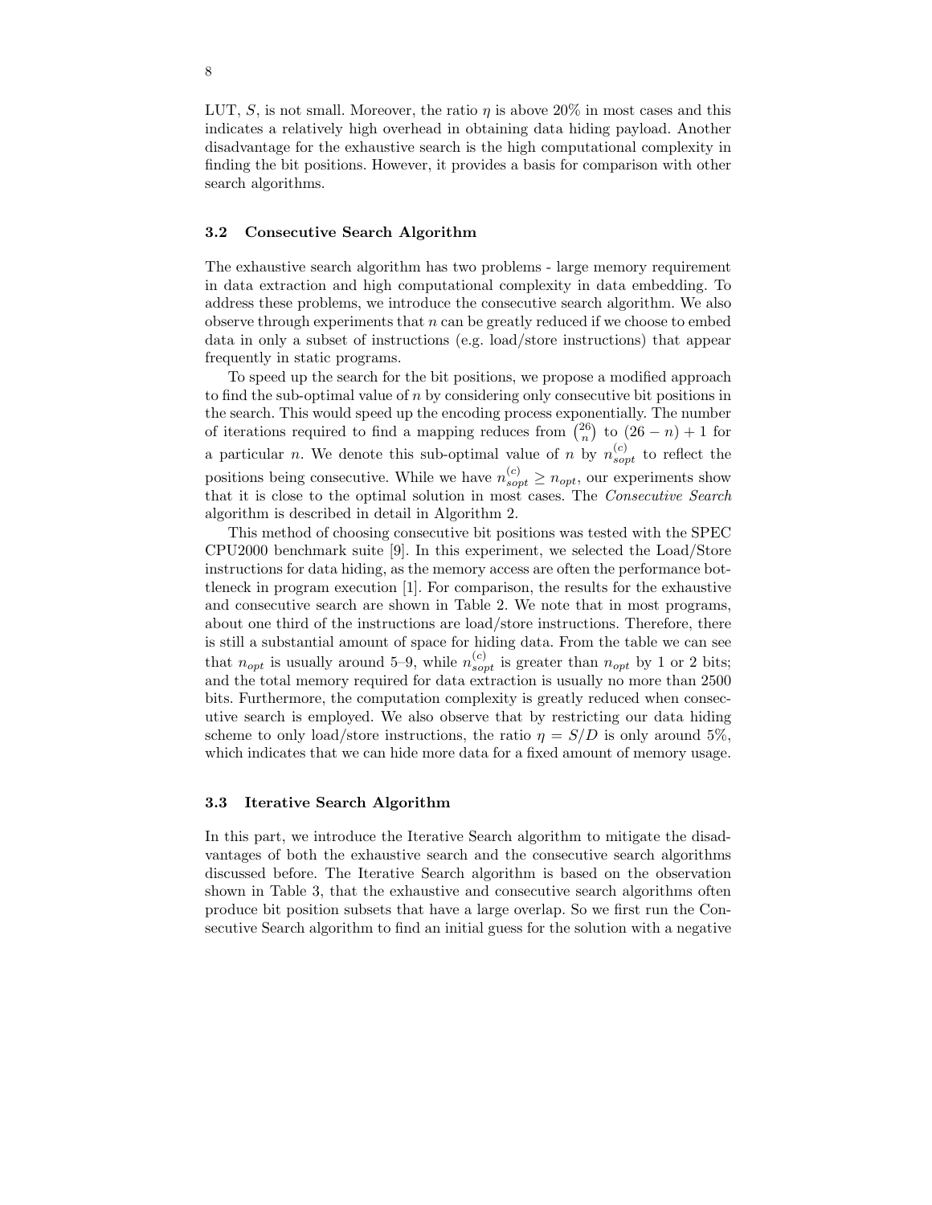LUT, $S$, is not small. Moreover, the ratio $\eta$ is above 20% in most cases and this indicates a relatively high overhead in obtaining data hiding payload. Another disadvantage for the exhaustive search is the high computational complexity in finding the bit positions. However, it provides a basis for comparison with other search algorithms.

### 3.2 Consecutive Search Algorithm

The exhaustive search algorithm has two problems - large memory requirement in data extraction and high computational complexity in data embedding. To address these problems, we introduce the consecutive search algorithm. We also observe through experiments that $n$ can be greatly reduced if we choose to embed data in only a subset of instructions (e.g. load/store instructions) that appear frequently in static programs.

To speed up the search for the bit positions, we propose a modified approach to find the sub-optimal value of $n$ by considering only consecutive bit positions in the search. This would speed up the encoding process exponentially. The number of iterations required to find a mapping reduces from $\binom{26}{n}$ to $(26 - n) + 1$ for a particular $n$. We denote this sub-optimal value of $n$ by $n_{sopt}^{(c)}$ to reflect the positions being consecutive. While we have $n_{sopt}^{(c)} \geq n_{opt}$, our experiments show that it is close to the optimal solution in most cases. The *Consecutive Search* algorithm is described in detail in Algorithm 2.

This method of choosing consecutive bit positions was tested with the SPEC CPU2000 benchmark suite [9]. In this experiment, we selected the Load/Store instructions for data hiding, as the memory access are often the performance bottleneck in program execution [1]. For comparison, the results for the exhaustive and consecutive search are shown in Table 2. We note that in most programs, about one third of the instructions are load/store instructions. Therefore, there is still a substantial amount of space for hiding data. From the table we can see that $n_{opt}$ is usually around 5–9, while $n_{sopt}^{(c)}$ is greater than $n_{opt}$ by 1 or 2 bits; and the total memory required for data extraction is usually no more than 2500 bits. Furthermore, the computation complexity is greatly reduced when consecutive search is employed. We also observe that by restricting our data hiding scheme to only load/store instructions, the ratio $\eta = S/D$ is only around 5%, which indicates that we can hide more data for a fixed amount of memory usage.

### 3.3 Iterative Search Algorithm

In this part, we introduce the Iterative Search algorithm to mitigate the disadvantages of both the exhaustive search and the consecutive search algorithms discussed before. The Iterative Search algorithm is based on the observation shown in Table 3, that the exhaustive and consecutive search algorithms often produce bit position subsets that have a large overlap. So we first run the Consecutive Search algorithm to find an initial guess for the solution with a negative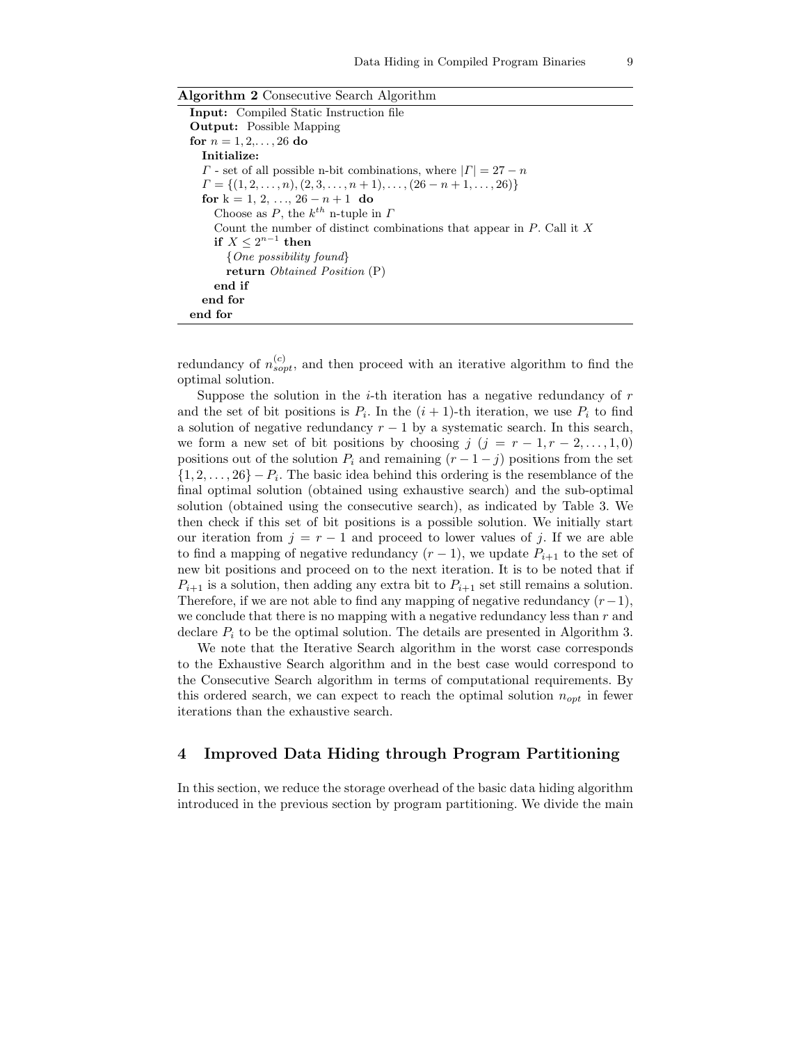**Algorithm 2** Consecutive Search Algorithm

```
Input: Compiled Static Instruction file
Output: Possible Mapping
for n = 1, 2, ..., 26 do
  Initialize:
  Γ - set of all possible n-bit combinations, where |Γ| = 27 − n
  Γ = {(1, 2, ..., n), (2, 3, ..., n + 1), ..., (26 − n + 1, ..., 26)}
  for k = 1, 2, ..., 26 − n + 1 do
    Choose as P, the k^th n-tuple in Γ
    Count the number of distinct combinations that appear in P. Call it X
    if X ≤ 2^(n−1) then
      {One possibility found}
      return Obtained Position (P)
    end if
  end for
end for
```

redundancy of $n_{sopt}^{(c)}$, and then proceed with an iterative algorithm to find the optimal solution.

Suppose the solution in the $i$-th iteration has a negative redundancy of $r$ and the set of bit positions is $P_i$. In the $(i+1)$-th iteration, we use $P_i$ to find a solution of negative redundancy $r-1$ by a systematic search. In this search, we form a new set of bit positions by choosing $j$ $(j = r-1, r-2, \ldots, 1, 0)$ positions out of the solution $P_i$ and remaining $(r-1-j)$ positions from the set $\{1, 2, \ldots, 26\} - P_i$. The basic idea behind this ordering is the resemblance of the final optimal solution (obtained using exhaustive search) and the sub-optimal solution (obtained using the consecutive search), as indicated by Table 3. We then check if this set of bit positions is a possible solution. We initially start our iteration from $j = r-1$ and proceed to lower values of $j$. If we are able to find a mapping of negative redundancy $(r-1)$, we update $P_{i+1}$ to the set of new bit positions and proceed on to the next iteration. It is to be noted that if $P_{i+1}$ is a solution, then adding any extra bit to $P_{i+1}$ set still remains a solution. Therefore, if we are not able to find any mapping of negative redundancy $(r-1)$, we conclude that there is no mapping with a negative redundancy less than $r$ and declare $P_i$ to be the optimal solution. The details are presented in Algorithm 3.

We note that the Iterative Search algorithm in the worst case corresponds to the Exhaustive Search algorithm and in the best case would correspond to the Consecutive Search algorithm in terms of computational requirements. By this ordered search, we can expect to reach the optimal solution $n_{opt}$ in fewer iterations than the exhaustive search.

## 4 Improved Data Hiding through Program Partitioning

In this section, we reduce the storage overhead of the basic data hiding algorithm introduced in the previous section by program partitioning. We divide the main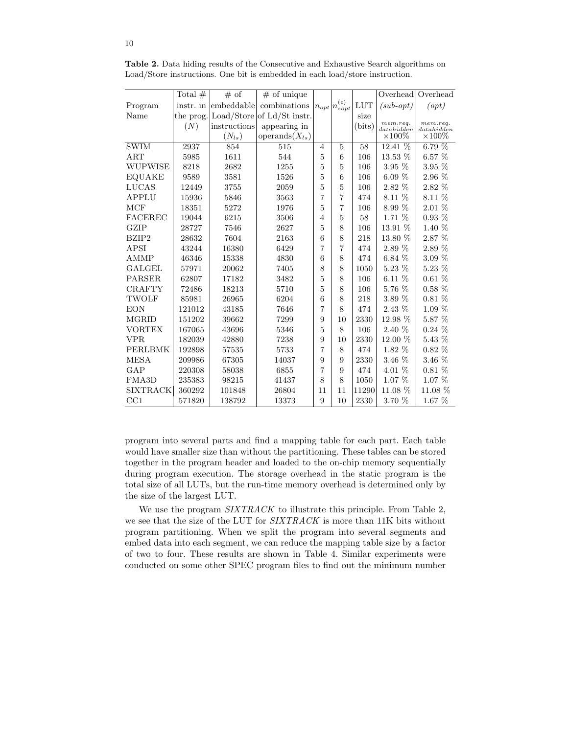**Table 2.** Data hiding results of the Consecutive and Exhaustive Search algorithms on Load/Store instructions. One bit is embedded in each load/store instruction.

| Program Name | Total # instr. in the prog. ($N$) | # of embeddable Load/Store instructions ($N_{ls}$) | # of unique combinations of Ld/St instr. appearing in operands($X_{ls}$) | $n_{opt}$ | $n_{sopt}^{(c)}$ | LUT size (bits) | Overhead (*sub-opt*) $\frac{mem.req.}{datahidden} \times 100\%$ | Overhead (*opt*) $\frac{mem.req.}{datahidden} \times 100\%$ |
|---|---|---|---|---|---|---|---|---|
| SWIM | 2937 | 854 | 515 | 4 | 5 | 58 | 12.41 % | 6.79 % |
| ART | 5985 | 1611 | 544 | 5 | 6 | 106 | 13.53 % | 6.57 % |
| WUPWISE | 8218 | 2682 | 1255 | 5 | 5 | 106 | 3.95 % | 3.95 % |
| EQUAKE | 9589 | 3581 | 1526 | 5 | 6 | 106 | 6.09 % | 2.96 % |
| LUCAS | 12449 | 3755 | 2059 | 5 | 5 | 106 | 2.82 % | 2.82 % |
| APPLU | 15936 | 5846 | 3563 | 7 | 7 | 474 | 8.11 % | 8.11 % |
| MCF | 18351 | 5272 | 1976 | 5 | 7 | 106 | 8.99 % | 2.01 % |
| FACEREC | 19044 | 6215 | 3506 | 4 | 5 | 58 | 1.71 % | 0.93 % |
| GZIP | 28727 | 7546 | 2627 | 5 | 8 | 106 | 13.91 % | 1.40 % |
| BZIP2 | 28632 | 7604 | 2163 | 6 | 8 | 218 | 13.80 % | 2.87 % |
| APSI | 43244 | 16380 | 6429 | 7 | 7 | 474 | 2.89 % | 2.89 % |
| AMMP | 46346 | 15338 | 4830 | 6 | 8 | 474 | 6.84 % | 3.09 % |
| GALGEL | 57971 | 20062 | 7405 | 8 | 8 | 1050 | 5.23 % | 5.23 % |
| PARSER | 62807 | 17182 | 3482 | 5 | 8 | 106 | 6.11 % | 0.61 % |
| CRAFTY | 72486 | 18213 | 5710 | 5 | 8 | 106 | 5.76 % | 0.58 % |
| TWOLF | 85981 | 26965 | 6204 | 6 | 8 | 218 | 3.89 % | 0.81 % |
| EON | 121012 | 43185 | 7646 | 7 | 8 | 474 | 2.43 % | 1.09 % |
| MGRID | 151202 | 39662 | 7299 | 9 | 10 | 2330 | 12.98 % | 5.87 % |
| VORTEX | 167065 | 43696 | 5346 | 5 | 8 | 106 | 2.40 % | 0.24 % |
| VPR | 182039 | 42880 | 7238 | 9 | 10 | 2330 | 12.00 % | 5.43 % |
| PERLBMK | 192898 | 57535 | 5733 | 7 | 8 | 474 | 1.82 % | 0.82 % |
| MESA | 209986 | 67305 | 14037 | 9 | 9 | 2330 | 3.46 % | 3.46 % |
| GAP | 220308 | 58038 | 6855 | 7 | 9 | 474 | 4.01 % | 0.81 % |
| FMA3D | 235383 | 98215 | 41437 | 8 | 8 | 1050 | 1.07 % | 1.07 % |
| SIXTRACK | 360292 | 101848 | 26804 | 11 | 11 | 11290 | 11.08 % | 11.08 % |
| CC1 | 571820 | 138792 | 13373 | 9 | 10 | 2330 | 3.70 % | 1.67 % |

program into several parts and find a mapping table for each part. Each table would have smaller size than without the partitioning. These tables can be stored together in the program header and loaded to the on-chip memory sequentially during program execution. The storage overhead in the static program is the total size of all LUTs, but the run-time memory overhead is determined only by the size of the largest LUT.

We use the program *SIXTRACK* to illustrate this principle. From Table 2, we see that the size of the LUT for *SIXTRACK* is more than 11K bits without program partitioning. When we split the program into several segments and embed data into each segment, we can reduce the mapping table size by a factor of two to four. These results are shown in Table 4. Similar experiments were conducted on some other SPEC program files to find out the minimum number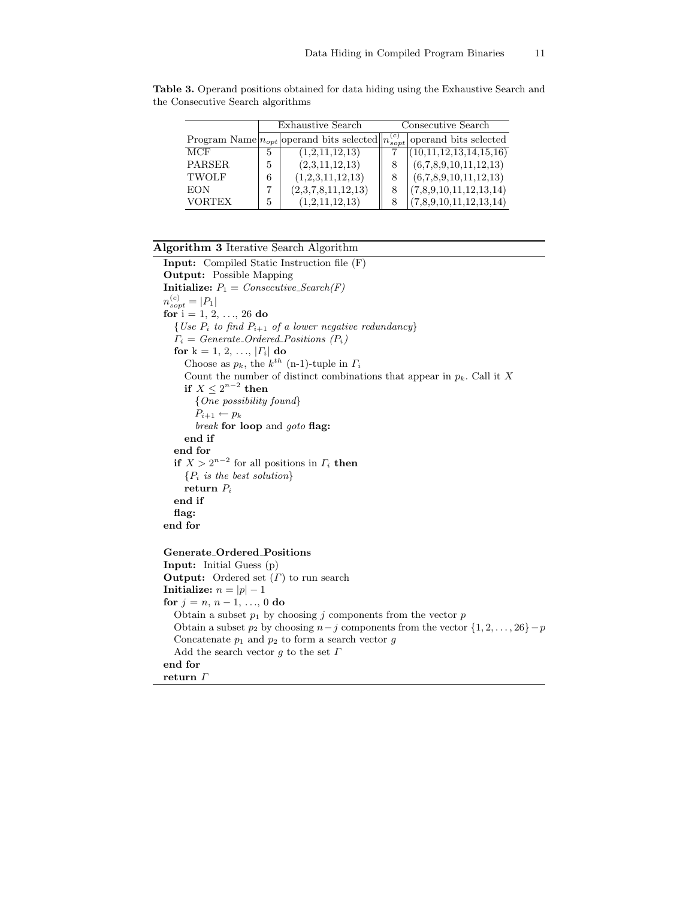**Table 3.** Operand positions obtained for data hiding using the Exhaustive Search and the Consecutive Search algorithms

| | Exhaustive Search | | Consecutive Search | |
|---|---|---|---|---|
| Program Name | $n_{opt}$ | operand bits selected | $n_{sopt}^{(c)}$ | operand bits selected |
| MCF | 5 | (1,2,11,12,13) | 7 | (10,11,12,13,14,15,16) |
| PARSER | 5 | (2,3,11,12,13) | 8 | (6,7,8,9,10,11,12,13) |
| TWOLF | 6 | (1,2,3,11,12,13) | 8 | (6,7,8,9,10,11,12,13) |
| EON | 7 | (2,3,7,8,11,12,13) | 8 | (7,8,9,10,11,12,13,14) |
| VORTEX | 5 | (1,2,11,12,13) | 8 | (7,8,9,10,11,12,13,14) |

**Algorithm 3** Iterative Search Algorithm

**Input:** Compiled Static Instruction file (F)
**Output:** Possible Mapping
**Initialize:** $P_1 = Consecutive\_Search(F)$
$n_{sopt}^{(c)} = |P_1|$
**for** i = 1, 2, ..., 26 **do**
  {*Use $P_i$ to find $P_{i+1}$ of a lower negative redundancy*}
  $\Gamma_i = Generate\_Ordered\_Positions\ (P_i)$
  **for** k = 1, 2, ..., $|\Gamma_i|$ **do**
    Choose as $p_k$, the $k^{th}$ (n-1)-tuple in $\Gamma_i$
    Count the number of distinct combinations that appear in $p_k$. Call it $X$
    **if** $X \le 2^{n-2}$ **then**
      {*One possibility found*}
      $P_{i+1} \leftarrow p_k$
      *break* **for loop** and *goto* **flag:**
    **end if**
  **end for**
  **if** $X > 2^{n-2}$ for all positions in $\Gamma_i$ **then**
    {*$P_i$ is the best solution*}
    **return** $P_i$
  **end if**
  **flag:**
**end for**

**Generate_Ordered_Positions**
**Input:** Initial Guess (p)
**Output:** Ordered set ($\Gamma$) to run search
**Initialize:** $n = |p| - 1$
**for** $j = n, n-1, \ldots, 0$ **do**
  Obtain a subset $p_1$ by choosing $j$ components from the vector $p$
  Obtain a subset $p_2$ by choosing $n-j$ components from the vector $\{1, 2, \ldots, 26\} - p$
  Concatenate $p_1$ and $p_2$ to form a search vector $g$
  Add the search vector $g$ to the set $\Gamma$
**end for**
**return** $\Gamma$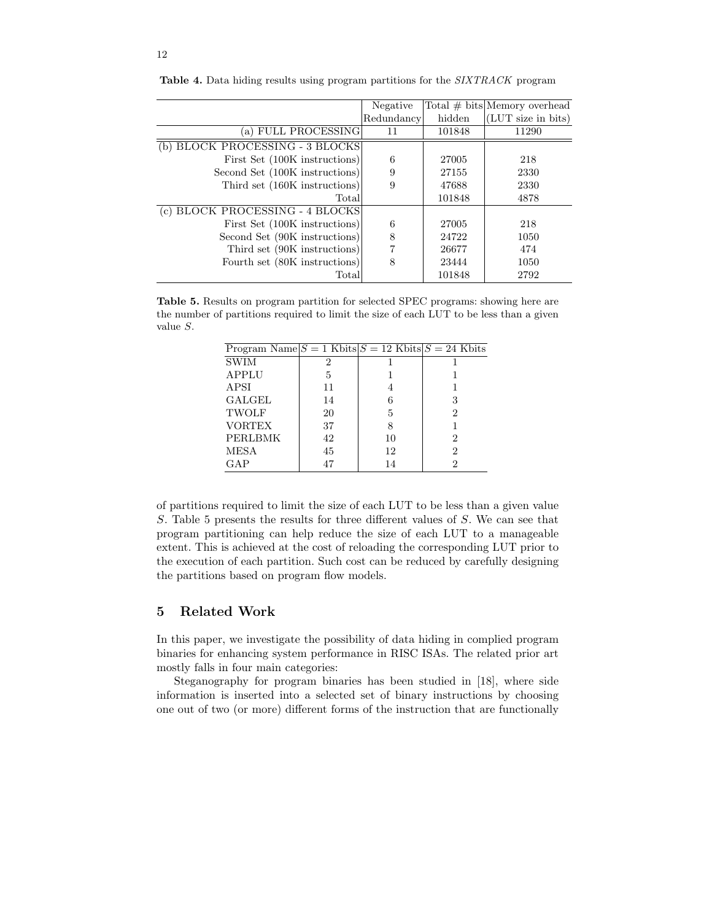**Table 4.** Data hiding results using program partitions for the *SIXTRACK* program

| | Negative Redundancy | Total # bits hidden | Memory overhead (LUT size in bits) |
|---|---|---|---|
| (a) FULL PROCESSING | 11 | 101848 | 11290 |
| (b) BLOCK PROCESSING - 3 BLOCKS | | | |
| First Set (100K instructions) | 6 | 27005 | 218 |
| Second Set (100K instructions) | 9 | 27155 | 2330 |
| Third set (160K instructions) | 9 | 47688 | 2330 |
| Total | | 101848 | 4878 |
| (c) BLOCK PROCESSING - 4 BLOCKS | | | |
| First Set (100K instructions) | 6 | 27005 | 218 |
| Second Set (90K instructions) | 8 | 24722 | 1050 |
| Third set (90K instructions) | 7 | 26677 | 474 |
| Fourth set (80K instructions) | 8 | 23444 | 1050 |
| Total | | 101848 | 2792 |

**Table 5.** Results on program partition for selected SPEC programs: showing here are the number of partitions required to limit the size of each LUT to be less than a given value $S$.

| Program Name | $S = 1$ Kbits | $S = 12$ Kbits | $S = 24$ Kbits |
|---|---|---|---|
| SWIM | 2 | 1 | 1 |
| APPLU | 5 | 1 | 1 |
| APSI | 11 | 4 | 1 |
| GALGEL | 14 | 6 | 3 |
| TWOLF | 20 | 5 | 2 |
| VORTEX | 37 | 8 | 1 |
| PERLBMK | 42 | 10 | 2 |
| MESA | 45 | 12 | 2 |
| GAP | 47 | 14 | 2 |

of partitions required to limit the size of each LUT to be less than a given value $S$. Table 5 presents the results for three different values of $S$. We can see that program partitioning can help reduce the size of each LUT to a manageable extent. This is achieved at the cost of reloading the corresponding LUT prior to the execution of each partition. Such cost can be reduced by carefully designing the partitions based on program flow models.

## 5 Related Work

In this paper, we investigate the possibility of data hiding in complied program binaries for enhancing system performance in RISC ISAs. The related prior art mostly falls in four main categories:

Steganography for program binaries has been studied in [18], where side information is inserted into a selected set of binary instructions by choosing one out of two (or more) different forms of the instruction that are functionally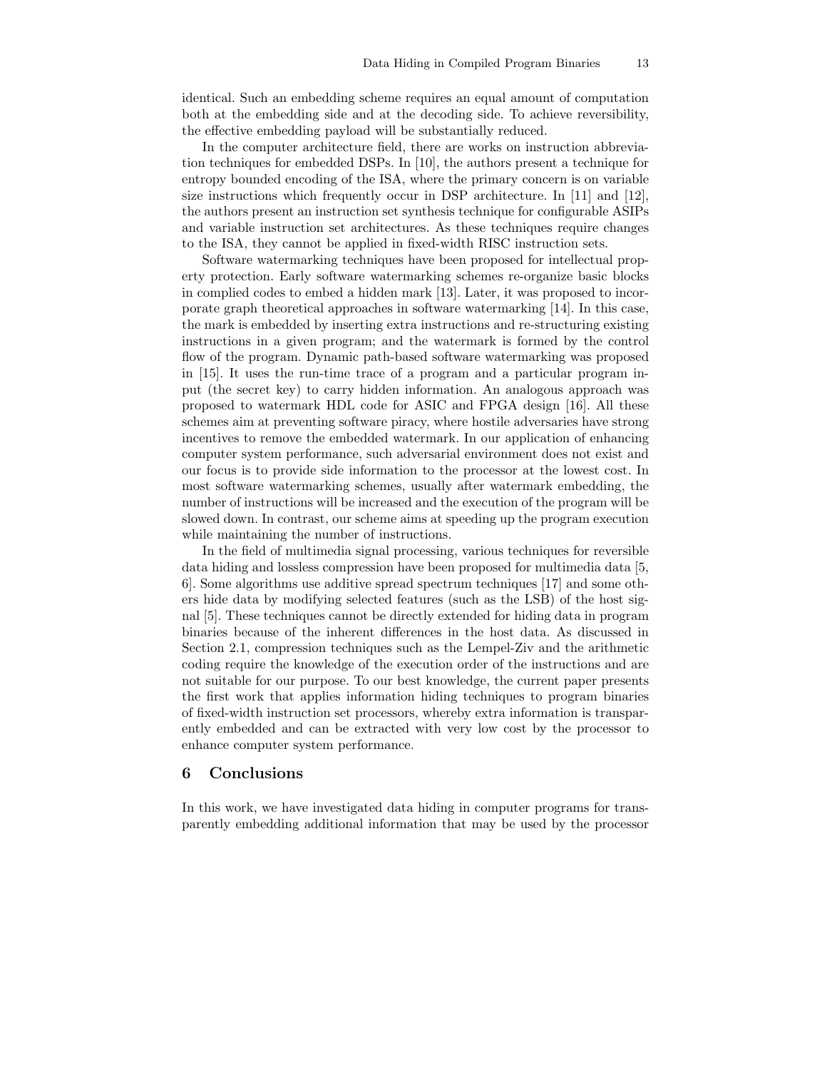identical. Such an embedding scheme requires an equal amount of computation both at the embedding side and at the decoding side. To achieve reversibility, the effective embedding payload will be substantially reduced.

In the computer architecture field, there are works on instruction abbreviation techniques for embedded DSPs. In [10], the authors present a technique for entropy bounded encoding of the ISA, where the primary concern is on variable size instructions which frequently occur in DSP architecture. In [11] and [12], the authors present an instruction set synthesis technique for configurable ASIPs and variable instruction set architectures. As these techniques require changes to the ISA, they cannot be applied in fixed-width RISC instruction sets.

Software watermarking techniques have been proposed for intellectual property protection. Early software watermarking schemes re-organize basic blocks in complied codes to embed a hidden mark [13]. Later, it was proposed to incorporate graph theoretical approaches in software watermarking [14]. In this case, the mark is embedded by inserting extra instructions and re-structuring existing instructions in a given program; and the watermark is formed by the control flow of the program. Dynamic path-based software watermarking was proposed in [15]. It uses the run-time trace of a program and a particular program input (the secret key) to carry hidden information. An analogous approach was proposed to watermark HDL code for ASIC and FPGA design [16]. All these schemes aim at preventing software piracy, where hostile adversaries have strong incentives to remove the embedded watermark. In our application of enhancing computer system performance, such adversarial environment does not exist and our focus is to provide side information to the processor at the lowest cost. In most software watermarking schemes, usually after watermark embedding, the number of instructions will be increased and the execution of the program will be slowed down. In contrast, our scheme aims at speeding up the program execution while maintaining the number of instructions.

In the field of multimedia signal processing, various techniques for reversible data hiding and lossless compression have been proposed for multimedia data [5, 6]. Some algorithms use additive spread spectrum techniques [17] and some others hide data by modifying selected features (such as the LSB) of the host signal [5]. These techniques cannot be directly extended for hiding data in program binaries because of the inherent differences in the host data. As discussed in Section 2.1, compression techniques such as the Lempel-Ziv and the arithmetic coding require the knowledge of the execution order of the instructions and are not suitable for our purpose. To our best knowledge, the current paper presents the first work that applies information hiding techniques to program binaries of fixed-width instruction set processors, whereby extra information is transparently embedded and can be extracted with very low cost by the processor to enhance computer system performance.

## 6 Conclusions

In this work, we have investigated data hiding in computer programs for transparently embedding additional information that may be used by the processor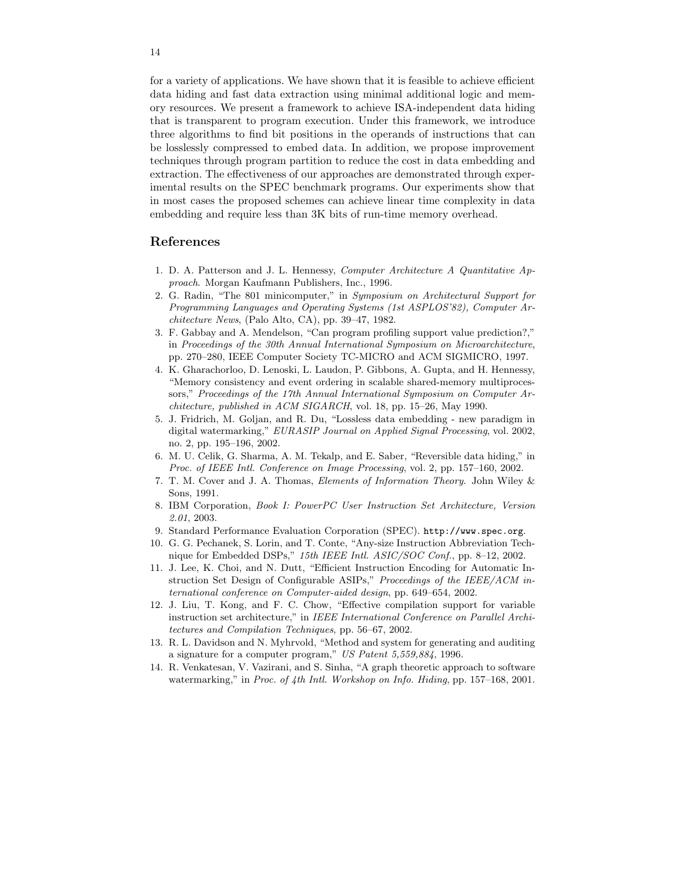for a variety of applications. We have shown that it is feasible to achieve efficient data hiding and fast data extraction using minimal additional logic and memory resources. We present a framework to achieve ISA-independent data hiding that is transparent to program execution. Under this framework, we introduce three algorithms to find bit positions in the operands of instructions that can be losslessly compressed to embed data. In addition, we propose improvement techniques through program partition to reduce the cost in data embedding and extraction. The effectiveness of our approaches are demonstrated through experimental results on the SPEC benchmark programs. Our experiments show that in most cases the proposed schemes can achieve linear time complexity in data embedding and require less than 3K bits of run-time memory overhead.

## References

1. D. A. Patterson and J. L. Hennessy, *Computer Architecture A Quantitative Approach*. Morgan Kaufmann Publishers, Inc., 1996.
2. G. Radin, "The 801 minicomputer," in *Symposium on Architectural Support for Programming Languages and Operating Systems (1st ASPLOS'82), Computer Architecture News*, (Palo Alto, CA), pp. 39–47, 1982.
3. F. Gabbay and A. Mendelson, "Can program profiling support value prediction?," in *Proceedings of the 30th Annual International Symposium on Microarchitecture*, pp. 270–280, IEEE Computer Society TC-MICRO and ACM SIGMICRO, 1997.
4. K. Gharachorloo, D. Lenoski, L. Laudon, P. Gibbons, A. Gupta, and H. Hennessy, "Memory consistency and event ordering in scalable shared-memory multiprocessors," *Proceedings of the 17th Annual International Symposium on Computer Architecture, published in ACM SIGARCH*, vol. 18, pp. 15–26, May 1990.
5. J. Fridrich, M. Goljan, and R. Du, "Lossless data embedding - new paradigm in digital watermarking," *EURASIP Journal on Applied Signal Processing*, vol. 2002, no. 2, pp. 195–196, 2002.
6. M. U. Celik, G. Sharma, A. M. Tekalp, and E. Saber, "Reversible data hiding," in *Proc. of IEEE Intl. Conference on Image Processing*, vol. 2, pp. 157–160, 2002.
7. T. M. Cover and J. A. Thomas, *Elements of Information Theory.* John Wiley & Sons, 1991.
8. IBM Corporation, *Book I: PowerPC User Instruction Set Architecture, Version 2.01*, 2003.
9. Standard Performance Evaluation Corporation (SPEC). `http://www.spec.org`.
10. G. G. Pechanek, S. Lorin, and T. Conte, "Any-size Instruction Abbreviation Technique for Embedded DSPs," *15th IEEE Intl. ASIC/SOC Conf.*, pp. 8–12, 2002.
11. J. Lee, K. Choi, and N. Dutt, "Efficient Instruction Encoding for Automatic Instruction Set Design of Configurable ASIPs," *Proceedings of the IEEE/ACM international conference on Computer-aided design*, pp. 649–654, 2002.
12. J. Liu, T. Kong, and F. C. Chow, "Effective compilation support for variable instruction set architecture," in *IEEE International Conference on Parallel Architectures and Compilation Techniques*, pp. 56–67, 2002.
13. R. L. Davidson and N. Myhrvold, "Method and system for generating and auditing a signature for a computer program," *US Patent 5,559,884*, 1996.
14. R. Venkatesan, V. Vazirani, and S. Sinha, "A graph theoretic approach to software watermarking," in *Proc. of 4th Intl. Workshop on Info. Hiding*, pp. 157–168, 2001.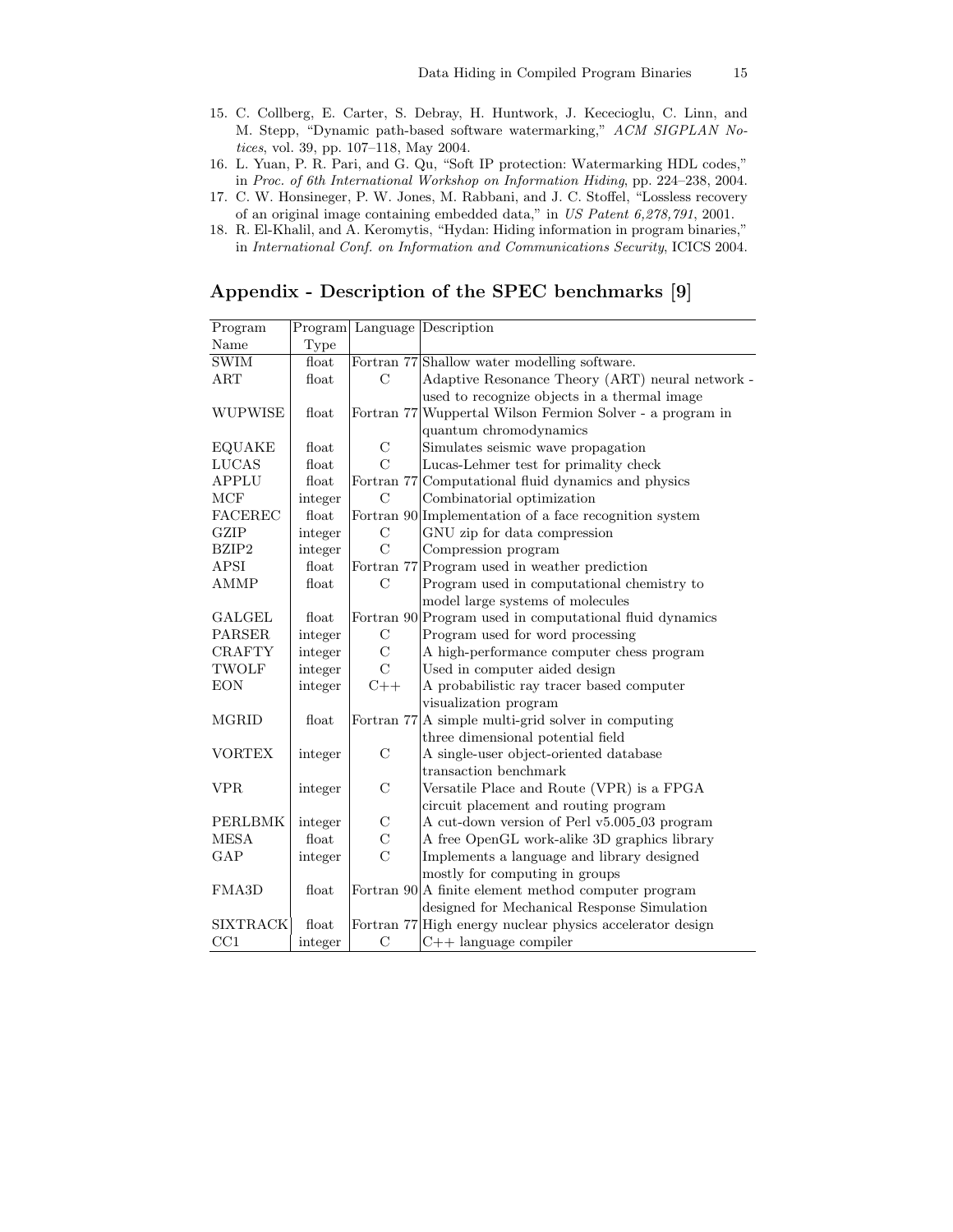15. C. Collberg, E. Carter, S. Debray, H. Huntwork, J. Kececioglu, C. Linn, and M. Stepp, "Dynamic path-based software watermarking," *ACM SIGPLAN Notices*, vol. 39, pp. 107–118, May 2004.
16. L. Yuan, P. R. Pari, and G. Qu, "Soft IP protection: Watermarking HDL codes," in *Proc. of 6th International Workshop on Information Hiding*, pp. 224–238, 2004.
17. C. W. Honsineger, P. W. Jones, M. Rabbani, and J. C. Stoffel, "Lossless recovery of an original image containing embedded data," in *US Patent 6,278,791*, 2001.
18. R. El-Khalil, and A. Keromytis, "Hydan: Hiding information in program binaries," in *International Conf. on Information and Communications Security*, ICICS 2004.

## Appendix - Description of the SPEC benchmarks [9]

| Program Name | Program Type | Language | Description |
|---|---|---|---|
| SWIM | float | Fortran 77 | Shallow water modelling software. |
| ART | float | C | Adaptive Resonance Theory (ART) neural network - used to recognize objects in a thermal image |
| WUPWISE | float | Fortran 77 | Wuppertal Wilson Fermion Solver - a program in quantum chromodynamics |
| EQUAKE | float | C | Simulates seismic wave propagation |
| LUCAS | float | C | Lucas-Lehmer test for primality check |
| APPLU | float | Fortran 77 | Computational fluid dynamics and physics |
| MCF | integer | C | Combinatorial optimization |
| FACEREC | float | Fortran 90 | Implementation of a face recognition system |
| GZIP | integer | C | GNU zip for data compression |
| BZIP2 | integer | C | Compression program |
| APSI | float | Fortran 77 | Program used in weather prediction |
| AMMP | float | C | Program used in computational chemistry to model large systems of molecules |
| GALGEL | float | Fortran 90 | Program used in computational fluid dynamics |
| PARSER | integer | C | Program used for word processing |
| CRAFTY | integer | C | A high-performance computer chess program |
| TWOLF | integer | C | Used in computer aided design |
| EON | integer | C++ | A probabilistic ray tracer based computer visualization program |
| MGRID | float | Fortran 77 | A simple multi-grid solver in computing three dimensional potential field |
| VORTEX | integer | C | A single-user object-oriented database transaction benchmark |
| VPR | integer | C | Versatile Place and Route (VPR) is a FPGA circuit placement and routing program |
| PERLBMK | integer | C | A cut-down version of Perl v5.005_03 program |
| MESA | float | C | A free OpenGL work-alike 3D graphics library |
| GAP | integer | C | Implements a language and library designed mostly for computing in groups |
| FMA3D | float | Fortran 90 | A finite element method computer program designed for Mechanical Response Simulation |
| SIXTRACK | float | Fortran 77 | High energy nuclear physics accelerator design |
| CC1 | integer | C | C++ language compiler |